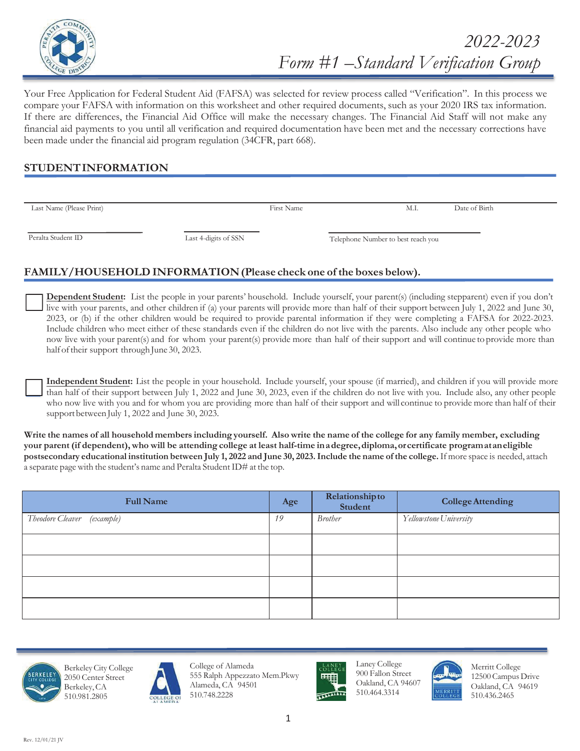# 2022-2023
# Form #1 –Standard Verification Group

Your Free Application for Federal Student Aid (FAFSA) was selected for review process called "Verification". In this process we compare your FAFSA with information on this worksheet and other required documents, such as your 2020 IRS tax information. If there are differences, the Financial Aid Office will make the necessary changes. The Financial Aid Staff will not make any financial aid payments to you until all verification and required documentation have been met and the necessary corrections have been made under the financial aid program regulation (34CFR, part 668).

## STUDENT INFORMATION

Last Name (Please Print) ______ First Name ______ M.I. ______ Date of Birth ______

Peralta Student ID ______ Last 4-digits of SSN ______ Telephone Number to best reach you ______

## FAMILY/HOUSEHOLD INFORMATION (Please check one of the boxes below).

☐ **Dependent Student:** List the people in your parents' household. Include yourself, your parent(s) (including stepparent) even if you don't live with your parents, and other children if (a) your parents will provide more than half of their support between July 1, 2022 and June 30, 2023, or (b) if the other children would be required to provide parental information if they were completing a FAFSA for 2022-2023. Include children who meet either of these standards even if the children do not live with the parents. Also include any other people who now live with your parent(s) and for whom your parent(s) provide more than half of their support and will continue to provide more than half of their support through June 30, 2023.

☐ **Independent Student:** List the people in your household. Include yourself, your spouse (if married), and children if you will provide more than half of their support between July 1, 2022 and June 30, 2023, even if the children do not live with you. Include also, any other people who now live with you and for whom you are providing more than half of their support and will continue to provide more than half of their support between July 1, 2022 and June 30, 2023.

**Write the names of all household members including yourself. Also write the name of the college for any family member, excluding your parent (if dependent), who will be attending college at least half-time in a degree, diploma, or certificate program at an eligible postsecondary educational institution between July 1, 2022 and June 30, 2023. Include the name of the college.** If more space is needed, attach a separate page with the student's name and Peralta Student ID# at the top.

| Full Name | Age | Relationship to Student | College Attending |
|---|---|---|---|
| *Theodore Cleaver (example)* | *19* | *Brother* | *Yellowstone University* |
| | | | |
| | | | |
| | | | |
| | | | |

Berkeley City College
2050 Center Street
Berkeley, CA
510.981.2805

College of Alameda
555 Ralph Appezzato Mem.Pkwy
Alameda, CA 94501
510.748.2228

Laney College
900 Fallon Street
Oakland, CA 94607
510.464.3314

Merritt College
12500 Campus Drive
Oakland, CA 94619
510.436.2465

Rev. 12/01/21 JV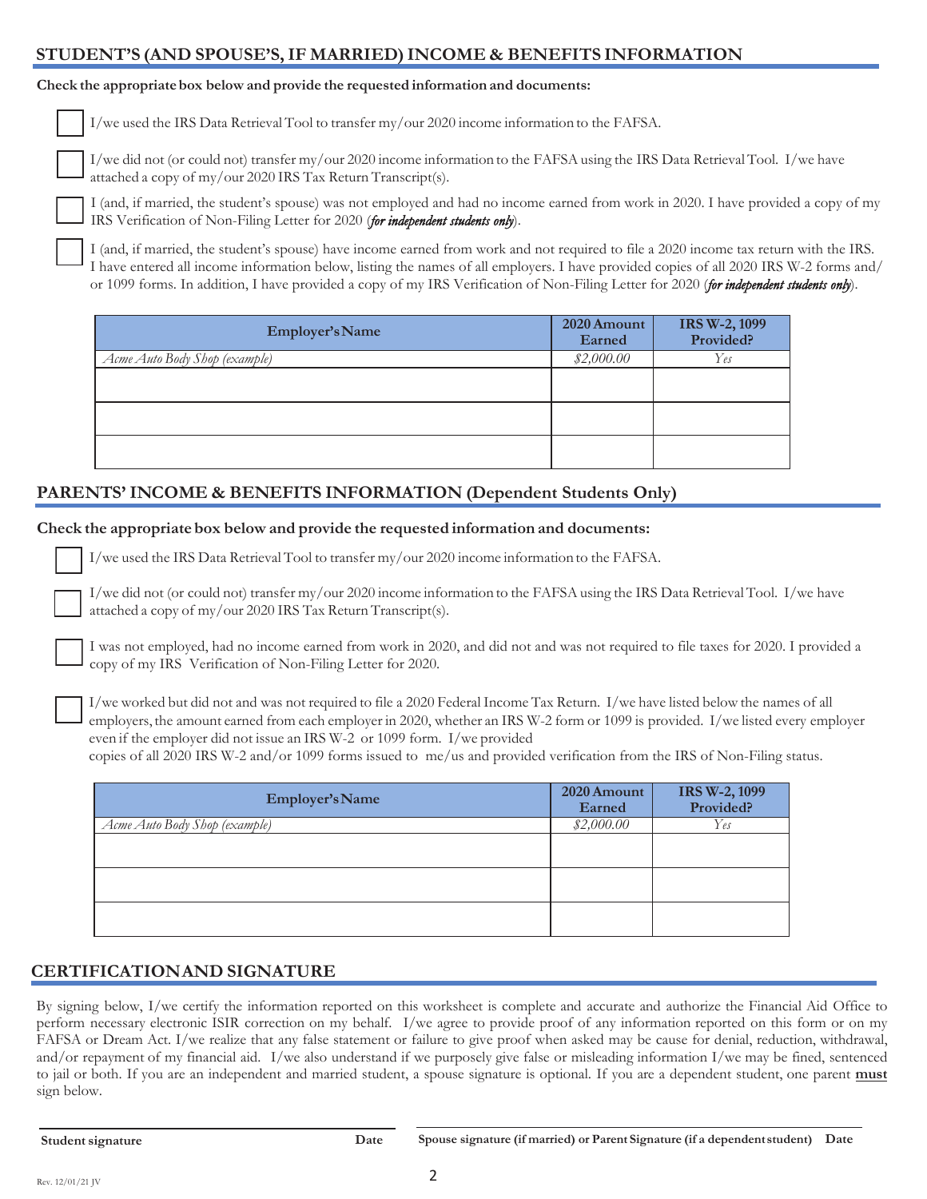## STUDENT'S (AND SPOUSE'S, IF MARRIED) INCOME & BENEFITS INFORMATION

**Check the appropriate box below and provide the requested information and documents:**

☐ I/we used the IRS Data Retrieval Tool to transfer my/our 2020 income information to the FAFSA.

☐ I/we did not (or could not) transfer my/our 2020 income information to the FAFSA using the IRS Data Retrieval Tool. I/we have attached a copy of my/our 2020 IRS Tax Return Transcript(s).

☐ I (and, if married, the student's spouse) was not employed and had no income earned from work in 2020. I have provided a copy of my IRS Verification of Non-Filing Letter for 2020 (***for independent students only***).

☐ I (and, if married, the student's spouse) have income earned from work and not required to file a 2020 income tax return with the IRS. I have entered all income information below, listing the names of all employers. I have provided copies of all 2020 IRS W-2 forms and/or 1099 forms. In addition, I have provided a copy of my IRS Verification of Non-Filing Letter for 2020 (***for independent students only***).

| Employer's Name | 2020 Amount Earned | IRS W-2, 1099 Provided? |
|---|---|---|
| *Acme Auto Body Shop (example)* | *$2,000.00* | *Yes* |
| | | |
| | | |
| | | |

## PARENTS' INCOME & BENEFITS INFORMATION (Dependent Students Only)

**Check the appropriate box below and provide the requested information and documents:**

☐ I/we used the IRS Data Retrieval Tool to transfer my/our 2020 income information to the FAFSA.

☐ I/we did not (or could not) transfer my/our 2020 income information to the FAFSA using the IRS Data Retrieval Tool. I/we have attached a copy of my/our 2020 IRS Tax Return Transcript(s).

☐ I was not employed, had no income earned from work in 2020, and did not and was not required to file taxes for 2020. I provided a copy of my IRS Verification of Non-Filing Letter for 2020.

☐ I/we worked but did not and was not required to file a 2020 Federal Income Tax Return. I/we have listed below the names of all employers, the amount earned from each employer in 2020, whether an IRS W-2 form or 1099 is provided. I/we listed every employer even if the employer did not issue an IRS W-2 or 1099 form. I/we provided copies of all 2020 IRS W-2 and/or 1099 forms issued to me/us and provided verification from the IRS of Non-Filing status.

| Employer's Name | 2020 Amount Earned | IRS W-2, 1099 Provided? |
|---|---|---|
| *Acme Auto Body Shop (example)* | *$2,000.00* | *Yes* |
| | | |
| | | |
| | | |

## CERTIFICATION AND SIGNATURE

By signing below, I/we certify the information reported on this worksheet is complete and accurate and authorize the Financial Aid Office to perform necessary electronic ISIR correction on my behalf. I/we agree to provide proof of any information reported on this form or on my FAFSA or Dream Act. I/we realize that any false statement or failure to give proof when asked may be cause for denial, reduction, withdrawal, and/or repayment of my financial aid. I/we also understand if we purposely give false or misleading information I/we may be fined, sentenced to jail or both. If you are an independent and married student, a spouse signature is optional. If you are a dependent student, one parent **must** sign below.

**Student signature** **Date**

**Spouse signature (if married) or Parent Signature (if a dependent student)** **Date**

Rev. 12/01/21 JV